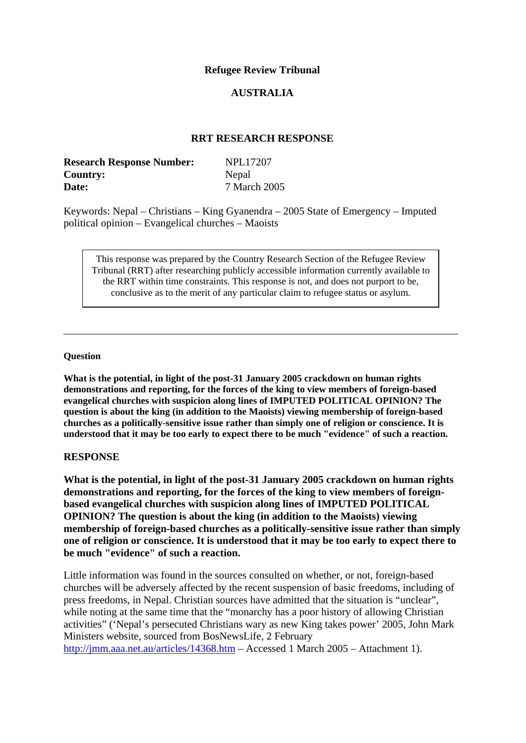**Refugee Review Tribunal**

**AUSTRALIA**

**RRT RESEARCH RESPONSE**

| **Research Response Number:** | NPL17207 |
|---|---|
| **Country:** | Nepal |
| **Date:** | 7 March 2005 |

Keywords: Nepal – Christians – King Gyanendra – 2005 State of Emergency – Imputed political opinion – Evangelical churches – Maoists

> This response was prepared by the Country Research Section of the Refugee Review Tribunal (RRT) after researching publicly accessible information currently available to the RRT within time constraints. This response is not, and does not purport to be, conclusive as to the merit of any particular claim to refugee status or asylum.

---

**Question**

**What is the potential, in light of the post-31 January 2005 crackdown on human rights demonstrations and reporting, for the forces of the king to view members of foreign-based evangelical churches with suspicion along lines of IMPUTED POLITICAL OPINION? The question is about the king (in addition to the Maoists) viewing membership of foreign-based churches as a politically-sensitive issue rather than simply one of religion or conscience. It is understood that it may be too early to expect there to be much "evidence" of such a reaction.**

## RESPONSE

### What is the potential, in light of the post-31 January 2005 crackdown on human rights demonstrations and reporting, for the forces of the king to view members of foreign-based evangelical churches with suspicion along lines of IMPUTED POLITICAL OPINION? The question is about the king (in addition to the Maoists) viewing membership of foreign-based churches as a politically-sensitive issue rather than simply one of religion or conscience. It is understood that it may be too early to expect there to be much "evidence" of such a reaction.

Little information was found in the sources consulted on whether, or not, foreign-based churches will be adversely affected by the recent suspension of basic freedoms, including of press freedoms, in Nepal. Christian sources have admitted that the situation is "unclear", while noting at the same time that the "monarchy has a poor history of allowing Christian activities" ('Nepal's persecuted Christians wary as new King takes power' 2005, John Mark Ministers website, sourced from BosNewsLife, 2 February http://jmm.aaa.net.au/articles/14368.htm – Accessed 1 March 2005 – Attachment 1).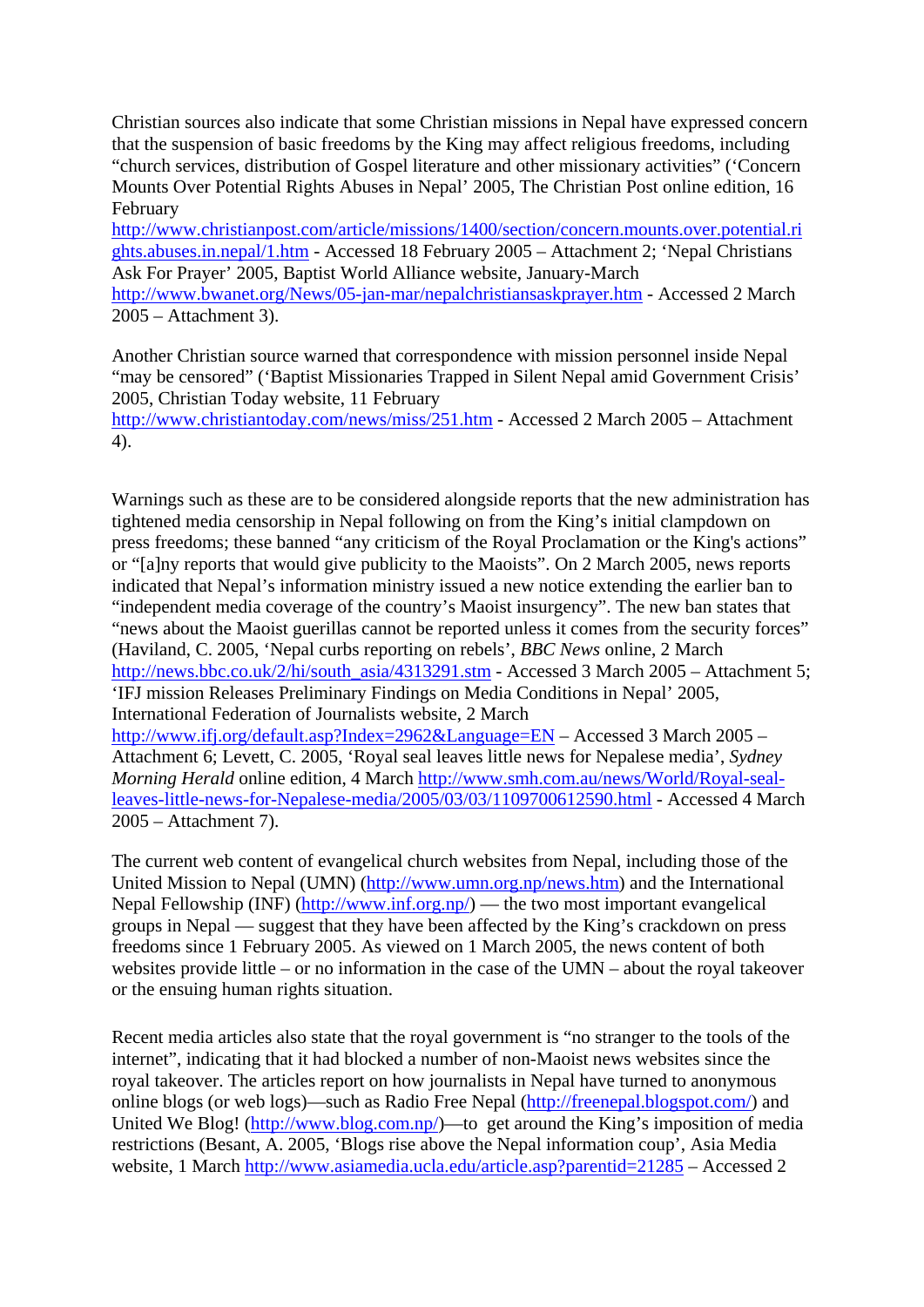Christian sources also indicate that some Christian missions in Nepal have expressed concern that the suspension of basic freedoms by the King may affect religious freedoms, including "church services, distribution of Gospel literature and other missionary activities" ('Concern Mounts Over Potential Rights Abuses in Nepal' 2005, The Christian Post online edition, 16 February http://www.christianpost.com/article/missions/1400/section/concern.mounts.over.potential.rights.abuses.in.nepal/1.htm - Accessed 18 February 2005 – Attachment 2; 'Nepal Christians Ask For Prayer' 2005, Baptist World Alliance website, January-March http://www.bwanet.org/News/05-jan-mar/nepalchristiansaskprayer.htm - Accessed 2 March 2005 – Attachment 3).

Another Christian source warned that correspondence with mission personnel inside Nepal "may be censored" ('Baptist Missionaries Trapped in Silent Nepal amid Government Crisis' 2005, Christian Today website, 11 February http://www.christiantoday.com/news/miss/251.htm - Accessed 2 March 2005 – Attachment 4).

Warnings such as these are to be considered alongside reports that the new administration has tightened media censorship in Nepal following on from the King's initial clampdown on press freedoms; these banned "any criticism of the Royal Proclamation or the King's actions" or "[a]ny reports that would give publicity to the Maoists". On 2 March 2005, news reports indicated that Nepal's information ministry issued a new notice extending the earlier ban to "independent media coverage of the country's Maoist insurgency". The new ban states that "news about the Maoist guerillas cannot be reported unless it comes from the security forces" (Haviland, C. 2005, 'Nepal curbs reporting on rebels', *BBC News* online, 2 March http://news.bbc.co.uk/2/hi/south_asia/4313291.stm - Accessed 3 March 2005 – Attachment 5; 'IFJ mission Releases Preliminary Findings on Media Conditions in Nepal' 2005, International Federation of Journalists website, 2 March http://www.ifj.org/default.asp?Index=2962&Language=EN – Accessed 3 March 2005 – Attachment 6; Levett, C. 2005, 'Royal seal leaves little news for Nepalese media', *Sydney Morning Herald* online edition, 4 March http://www.smh.com.au/news/World/Royal-seal-leaves-little-news-for-Nepalese-media/2005/03/03/1109700612590.html - Accessed 4 March 2005 – Attachment 7).

The current web content of evangelical church websites from Nepal, including those of the United Mission to Nepal (UMN) (http://www.umn.org.np/news.htm) and the International Nepal Fellowship (INF) (http://www.inf.org.np/) — the two most important evangelical groups in Nepal — suggest that they have been affected by the King's crackdown on press freedoms since 1 February 2005. As viewed on 1 March 2005, the news content of both websites provide little – or no information in the case of the UMN – about the royal takeover or the ensuing human rights situation.

Recent media articles also state that the royal government is "no stranger to the tools of the internet", indicating that it had blocked a number of non-Maoist news websites since the royal takeover. The articles report on how journalists in Nepal have turned to anonymous online blogs (or web logs)—such as Radio Free Nepal (http://freenepal.blogspot.com/) and United We Blog! (http://www.blog.com.np/)—to get around the King's imposition of media restrictions (Besant, A. 2005, 'Blogs rise above the Nepal information coup', Asia Media website, 1 March http://www.asiamedia.ucla.edu/article.asp?parentid=21285 – Accessed 2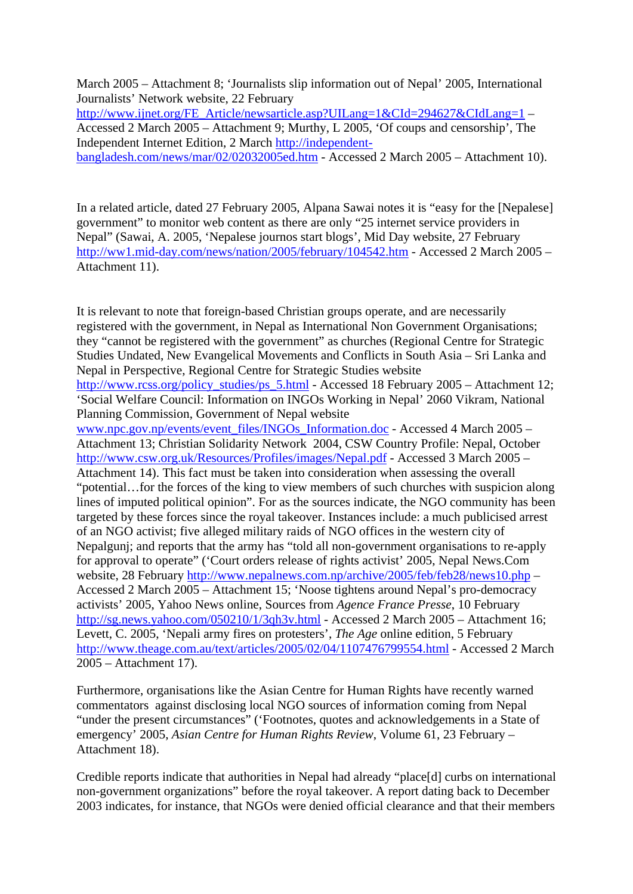March 2005 – Attachment 8; 'Journalists slip information out of Nepal' 2005, International Journalists' Network website, 22 February http://www.ijnet.org/FE_Article/newsarticle.asp?UILang=1&CId=294627&CIdLang=1 – Accessed 2 March 2005 – Attachment 9; Murthy, L 2005, 'Of coups and censorship', The Independent Internet Edition, 2 March http://independent-bangladesh.com/news/mar/02/02032005ed.htm - Accessed 2 March 2005 – Attachment 10).

In a related article, dated 27 February 2005, Alpana Sawai notes it is "easy for the [Nepalese] government" to monitor web content as there are only "25 internet service providers in Nepal" (Sawai, A. 2005, 'Nepalese journos start blogs', Mid Day website, 27 February http://ww1.mid-day.com/news/nation/2005/february/104542.htm - Accessed 2 March 2005 – Attachment 11).

It is relevant to note that foreign-based Christian groups operate, and are necessarily registered with the government, in Nepal as International Non Government Organisations; they "cannot be registered with the government" as churches (Regional Centre for Strategic Studies Undated, New Evangelical Movements and Conflicts in South Asia – Sri Lanka and Nepal in Perspective, Regional Centre for Strategic Studies website http://www.rcss.org/policy_studies/ps_5.html - Accessed 18 February 2005 – Attachment 12; 'Social Welfare Council: Information on INGOs Working in Nepal' 2060 Vikram, National Planning Commission, Government of Nepal website www.npc.gov.np/events/event_files/INGOs_Information.doc - Accessed 4 March 2005 – Attachment 13; Christian Solidarity Network 2004, CSW Country Profile: Nepal, October http://www.csw.org.uk/Resources/Profiles/images/Nepal.pdf - Accessed 3 March 2005 – Attachment 14). This fact must be taken into consideration when assessing the overall "potential…for the forces of the king to view members of such churches with suspicion along lines of imputed political opinion". For as the sources indicate, the NGO community has been targeted by these forces since the royal takeover. Instances include: a much publicised arrest of an NGO activist; five alleged military raids of NGO offices in the western city of Nepalgunj; and reports that the army has "told all non-government organisations to re-apply for approval to operate" ('Court orders release of rights activist' 2005, Nepal News.Com website, 28 February http://www.nepalnews.com.np/archive/2005/feb/feb28/news10.php – Accessed 2 March 2005 – Attachment 15; 'Noose tightens around Nepal's pro-democracy activists' 2005, Yahoo News online, Sources from *Agence France Presse*, 10 February http://sg.news.yahoo.com/050210/1/3qh3v.html - Accessed 2 March 2005 – Attachment 16; Levett, C. 2005, 'Nepali army fires on protesters', *The Age* online edition, 5 February http://www.theage.com.au/text/articles/2005/02/04/1107476799554.html - Accessed 2 March 2005 – Attachment 17).

Furthermore, organisations like the Asian Centre for Human Rights have recently warned commentators against disclosing local NGO sources of information coming from Nepal "under the present circumstances" ('Footnotes, quotes and acknowledgements in a State of emergency' 2005, *Asian Centre for Human Rights Review*, Volume 61, 23 February – Attachment 18).

Credible reports indicate that authorities in Nepal had already "place[d] curbs on international non-government organizations" before the royal takeover. A report dating back to December 2003 indicates, for instance, that NGOs were denied official clearance and that their members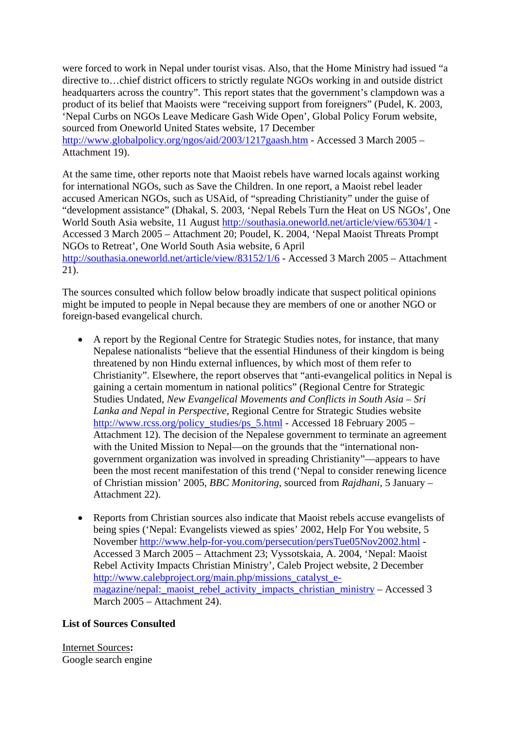were forced to work in Nepal under tourist visas. Also, that the Home Ministry had issued "a directive to…chief district officers to strictly regulate NGOs working in and outside district headquarters across the country". This report states that the government's clampdown was a product of its belief that Maoists were "receiving support from foreigners" (Pudel, K. 2003, 'Nepal Curbs on NGOs Leave Medicare Gash Wide Open', Global Policy Forum website, sourced from Oneworld United States website, 17 December http://www.globalpolicy.org/ngos/aid/2003/1217gaash.htm - Accessed 3 March 2005 – Attachment 19).

At the same time, other reports note that Maoist rebels have warned locals against working for international NGOs, such as Save the Children. In one report, a Maoist rebel leader accused American NGOs, such as USAid, of "spreading Christianity" under the guise of "development assistance" (Dhakal, S. 2003, 'Nepal Rebels Turn the Heat on US NGOs', One World South Asia website, 11 August http://southasia.oneworld.net/article/view/65304/1 - Accessed 3 March 2005 – Attachment 20; Poudel, K. 2004, 'Nepal Maoist Threats Prompt NGOs to Retreat', One World South Asia website, 6 April http://southasia.oneworld.net/article/view/83152/1/6 - Accessed 3 March 2005 – Attachment 21).

The sources consulted which follow below broadly indicate that suspect political opinions might be imputed to people in Nepal because they are members of one or another NGO or foreign-based evangelical church.

- A report by the Regional Centre for Strategic Studies notes, for instance, that many Nepalese nationalists "believe that the essential Hinduness of their kingdom is being threatened by non Hindu external influences, by which most of them refer to Christianity". Elsewhere, the report observes that "anti-evangelical politics in Nepal is gaining a certain momentum in national politics" (Regional Centre for Strategic Studies Undated, *New Evangelical Movements and Conflicts in South Asia – Sri Lanka and Nepal in Perspective*, Regional Centre for Strategic Studies website http://www.rcss.org/policy_studies/ps_5.html - Accessed 18 February 2005 – Attachment 12). The decision of the Nepalese government to terminate an agreement with the United Mission to Nepal—on the grounds that the "international non-government organization was involved in spreading Christianity"—appears to have been the most recent manifestation of this trend ('Nepal to consider renewing licence of Christian mission' 2005, *BBC Monitoring*, sourced from *Rajdhani*, 5 January – Attachment 22).

- Reports from Christian sources also indicate that Maoist rebels accuse evangelists of being spies ('Nepal: Evangelists viewed as spies' 2002, Help For You website, 5 November http://www.help-for-you.com/persecution/persTue05Nov2002.html - Accessed 3 March 2005 – Attachment 23; Vyssotskaia, A. 2004, 'Nepal: Maoist Rebel Activity Impacts Christian Ministry', Caleb Project website, 2 December http://www.calebproject.org/main.php/missions_catalyst_e-magazine/nepal:_maoist_rebel_activity_impacts_christian_ministry – Accessed 3 March 2005 – Attachment 24).

**List of Sources Consulted**

Internet Sources**:**
Google search engine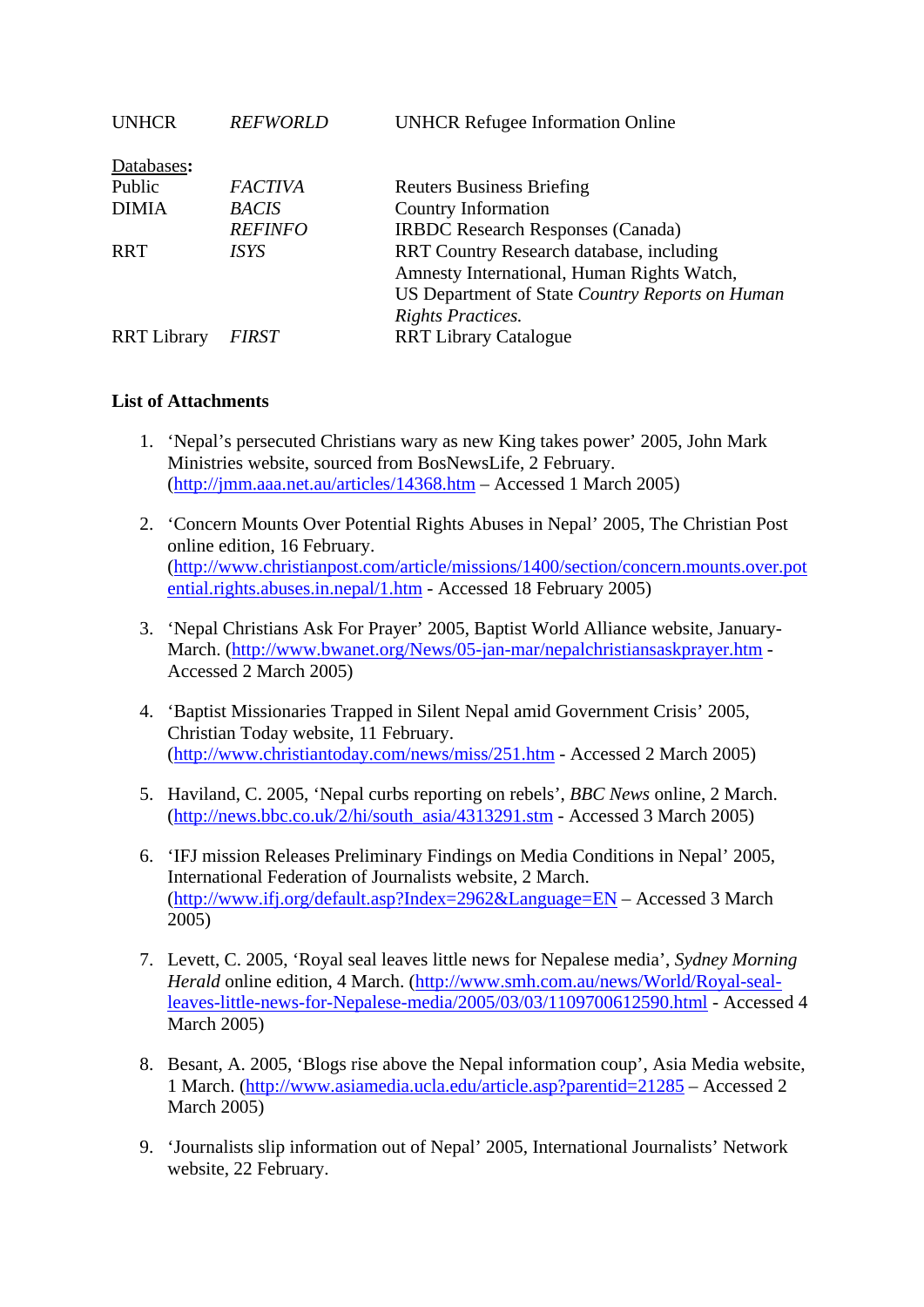| | | |
|---|---|---|
| UNHCR | *REFWORLD* | UNHCR Refugee Information Online |

<u>Databases</u>**:**

| | | |
|---|---|---|
| Public | *FACTIVA* | Reuters Business Briefing |
| DIMIA | *BACIS* | Country Information |
| | *REFINFO* | IRBDC Research Responses (Canada) |
| RRT | *ISYS* | RRT Country Research database, including Amnesty International, Human Rights Watch, US Department of State *Country Reports on Human Rights Practices.* |
| RRT Library | *FIRST* | RRT Library Catalogue |

**List of Attachments**

1. 'Nepal's persecuted Christians wary as new King takes power' 2005, John Mark Ministries website, sourced from BosNewsLife, 2 February. (http://jmm.aaa.net.au/articles/14368.htm – Accessed 1 March 2005)

2. 'Concern Mounts Over Potential Rights Abuses in Nepal' 2005, The Christian Post online edition, 16 February. (http://www.christianpost.com/article/missions/1400/section/concern.mounts.over.potential.rights.abuses.in.nepal/1.htm - Accessed 18 February 2005)

3. 'Nepal Christians Ask For Prayer' 2005, Baptist World Alliance website, January-March. (http://www.bwanet.org/News/05-jan-mar/nepalchristiansaskprayer.htm - Accessed 2 March 2005)

4. 'Baptist Missionaries Trapped in Silent Nepal amid Government Crisis' 2005, Christian Today website, 11 February. (http://www.christiantoday.com/news/miss/251.htm - Accessed 2 March 2005)

5. Haviland, C. 2005, 'Nepal curbs reporting on rebels', *BBC News* online, 2 March. (http://news.bbc.co.uk/2/hi/south_asia/4313291.stm - Accessed 3 March 2005)

6. 'IFJ mission Releases Preliminary Findings on Media Conditions in Nepal' 2005, International Federation of Journalists website, 2 March. (http://www.ifj.org/default.asp?Index=2962&Language=EN – Accessed 3 March 2005)

7. Levett, C. 2005, 'Royal seal leaves little news for Nepalese media', *Sydney Morning Herald* online edition, 4 March. (http://www.smh.com.au/news/World/Royal-seal-leaves-little-news-for-Nepalese-media/2005/03/03/1109700612590.html - Accessed 4 March 2005)

8. Besant, A. 2005, 'Blogs rise above the Nepal information coup', Asia Media website, 1 March. (http://www.asiamedia.ucla.edu/article.asp?parentid=21285 – Accessed 2 March 2005)

9. 'Journalists slip information out of Nepal' 2005, International Journalists' Network website, 22 February.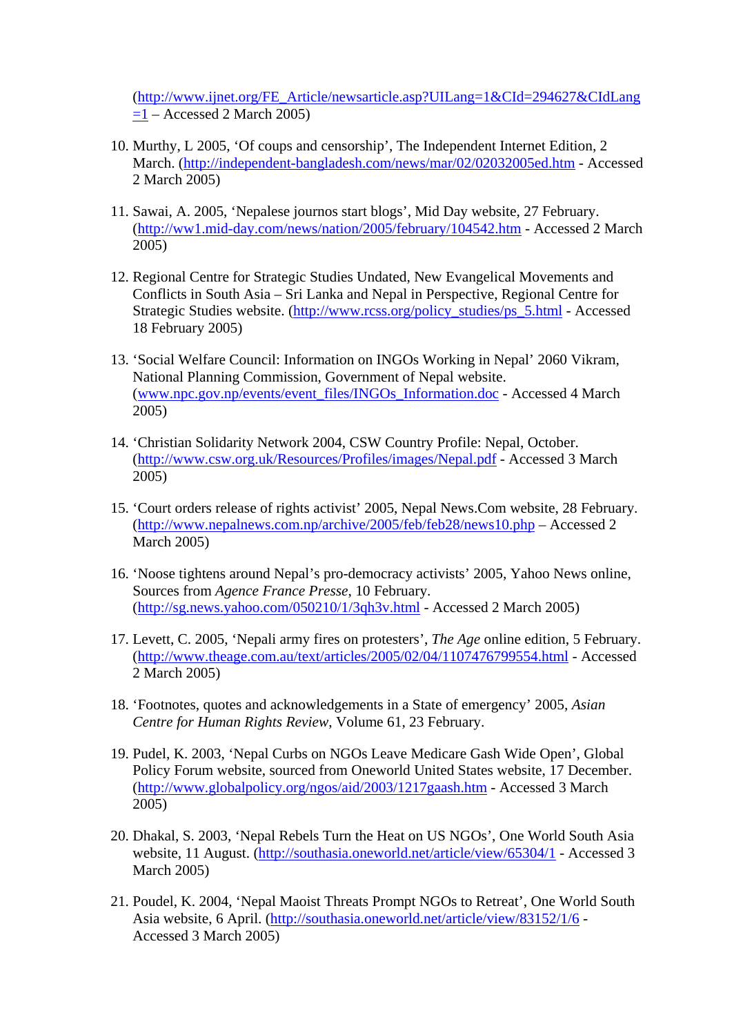(http://www.ijnet.org/FE_Article/newsarticle.asp?UILang=1&CId=294627&CIdLang=1 – Accessed 2 March 2005)

10. Murthy, L 2005, 'Of coups and censorship', The Independent Internet Edition, 2 March. (http://independent-bangladesh.com/news/mar/02/02032005ed.htm - Accessed 2 March 2005)

11. Sawai, A. 2005, 'Nepalese journos start blogs', Mid Day website, 27 February. (http://ww1.mid-day.com/news/nation/2005/february/104542.htm - Accessed 2 March 2005)

12. Regional Centre for Strategic Studies Undated, New Evangelical Movements and Conflicts in South Asia – Sri Lanka and Nepal in Perspective, Regional Centre for Strategic Studies website. (http://www.rcss.org/policy_studies/ps_5.html - Accessed 18 February 2005)

13. 'Social Welfare Council: Information on INGOs Working in Nepal' 2060 Vikram, National Planning Commission, Government of Nepal website. (www.npc.gov.np/events/event_files/INGOs_Information.doc - Accessed 4 March 2005)

14. 'Christian Solidarity Network 2004, CSW Country Profile: Nepal, October. (http://www.csw.org.uk/Resources/Profiles/images/Nepal.pdf - Accessed 3 March 2005)

15. 'Court orders release of rights activist' 2005, Nepal News.Com website, 28 February. (http://www.nepalnews.com.np/archive/2005/feb/feb28/news10.php – Accessed 2 March 2005)

16. 'Noose tightens around Nepal's pro-democracy activists' 2005, Yahoo News online, Sources from *Agence France Presse*, 10 February. (http://sg.news.yahoo.com/050210/1/3qh3v.html - Accessed 2 March 2005)

17. Levett, C. 2005, 'Nepali army fires on protesters', *The Age* online edition, 5 February. (http://www.theage.com.au/text/articles/2005/02/04/1107476799554.html - Accessed 2 March 2005)

18. 'Footnotes, quotes and acknowledgements in a State of emergency' 2005, *Asian Centre for Human Rights Review*, Volume 61, 23 February.

19. Pudel, K. 2003, 'Nepal Curbs on NGOs Leave Medicare Gash Wide Open', Global Policy Forum website, sourced from Oneworld United States website, 17 December. (http://www.globalpolicy.org/ngos/aid/2003/1217gaash.htm - Accessed 3 March 2005)

20. Dhakal, S. 2003, 'Nepal Rebels Turn the Heat on US NGOs', One World South Asia website, 11 August. (http://southasia.oneworld.net/article/view/65304/1 - Accessed 3 March 2005)

21. Poudel, K. 2004, 'Nepal Maoist Threats Prompt NGOs to Retreat', One World South Asia website, 6 April. (http://southasia.oneworld.net/article/view/83152/1/6 - Accessed 3 March 2005)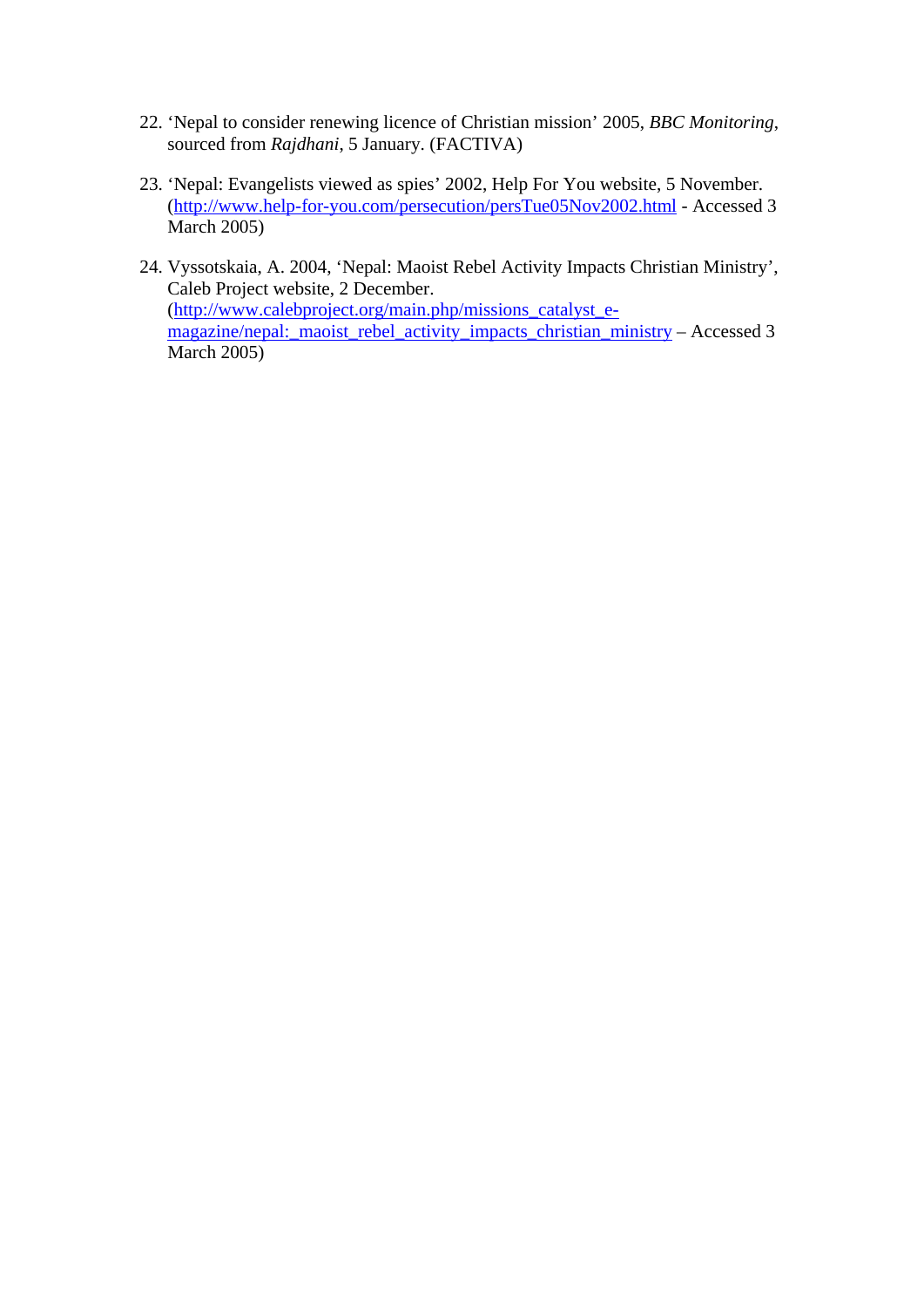22. 'Nepal to consider renewing licence of Christian mission' 2005, *BBC Monitoring*, sourced from *Rajdhani*, 5 January. (FACTIVA)

23. 'Nepal: Evangelists viewed as spies' 2002, Help For You website, 5 November. (http://www.help-for-you.com/persecution/persTue05Nov2002.html - Accessed 3 March 2005)

24. Vyssotskaia, A. 2004, 'Nepal: Maoist Rebel Activity Impacts Christian Ministry', Caleb Project website, 2 December. (http://www.calebproject.org/main.php/missions_catalyst_e-magazine/nepal:_maoist_rebel_activity_impacts_christian_ministry – Accessed 3 March 2005)